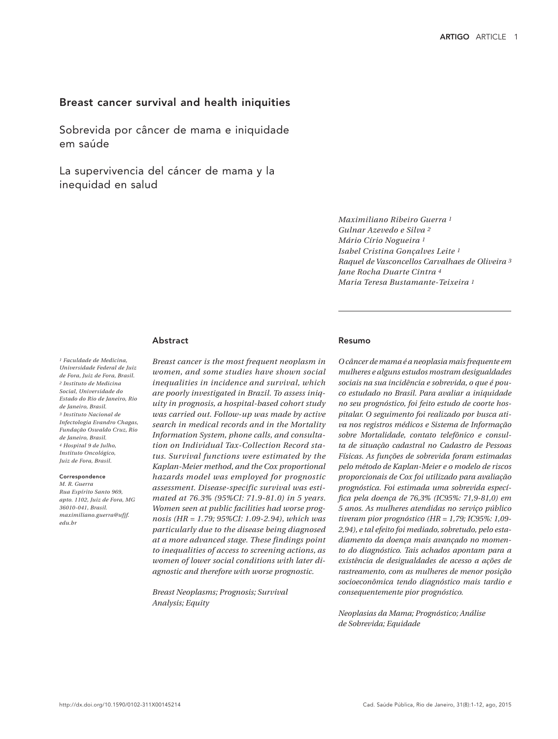# Breast cancer survival and health iniquities

## Sobrevida por câncer de mama e iniquidade em saúde

## La supervivencia del cáncer de mama y la inequidad en salud

*Maximiliano Ribeiro Guerra [1]*
*Gulnar Azevedo e Silva [2]*
*Mário Círio Nogueira [1]*
*Isabel Cristina Gonçalves Leite [1]*
*Raquel de Vasconcellos Carvalhaes de Oliveira [3]*
*Jane Rocha Duarte Cintra [4]*
*Maria Teresa Bustamante-Teixeira [1]*

[1] *Faculdade de Medicina, Universidade Federal de Juiz de Fora, Juiz de Fora, Brasil.*
[2] *Instituto de Medicina Social, Universidade do Estado do Rio de Janeiro, Rio de Janeiro, Brasil.*
[3] *Instituto Nacional de Infectologia Evandro Chagas, Fundação Oswaldo Cruz, Rio de Janeiro, Brasil.*
[4] *Hospital 9 de Julho, Instituto Oncológico, Juiz de Fora, Brasil.*

**Correspondence**
*M. R. Guerra*
*Rua Espírito Santo 969, apto. 1102, Juiz de Fora, MG 36010-041, Brasil.*
*maximiliano.guerra@ufjf.edu.br*

### Abstract

*Breast cancer is the most frequent neoplasm in women, and some studies have shown social inequalities in incidence and survival, which are poorly investigated in Brazil. To assess iniquity in prognosis, a hospital-based cohort study was carried out. Follow-up was made by active search in medical records and in the Mortality Information System, phone calls, and consultation on Individual Tax-Collection Record status. Survival functions were estimated by the Kaplan-Meier method, and the Cox proportional hazards model was employed for prognostic assessment. Disease-specific survival was estimated at 76.3% (95%CI: 71.9-81.0) in 5 years. Women seen at public facilities had worse prognosis (HR = 1.79; 95%CI: 1.09-2.94), which was particularly due to the disease being diagnosed at a more advanced stage. These findings point to inequalities of access to screening actions, as women of lower social conditions with later diagnostic and therefore with worse prognostic.*

*Breast Neoplasms; Prognosis; Survival Analysis; Equity*

### Resumo

*O câncer de mama é a neoplasia mais frequente em mulheres e alguns estudos mostram desigualdades sociais na sua incidência e sobrevida, o que é pouco estudado no Brasil. Para avaliar a iniquidade no seu prognóstico, foi feito estudo de coorte hospitalar. O seguimento foi realizado por busca ativa nos registros médicos e Sistema de Informação sobre Mortalidade, contato telefônico e consulta de situação cadastral no Cadastro de Pessoas Físicas. As funções de sobrevida foram estimadas pelo método de Kaplan-Meier e o modelo de riscos proporcionais de Cox foi utilizado para avaliação prognóstica. Foi estimada uma sobrevida específica pela doença de 76,3% (IC95%: 71,9-81,0) em 5 anos. As mulheres atendidas no serviço público tiveram pior prognóstico (HR = 1,79; IC95%: 1,09-2,94), e tal efeito foi mediado, sobretudo, pelo estadiamento da doença mais avançado no momento do diagnóstico. Tais achados apontam para a existência de desigualdades de acesso a ações de rastreamento, com as mulheres de menor posição socioeconômica tendo diagnóstico mais tardio e consequentemente pior prognóstico.*

*Neoplasias da Mama; Prognóstico; Análise de Sobrevida; Equidade*

http://dx.doi.org/10.1590/0102-311X00145214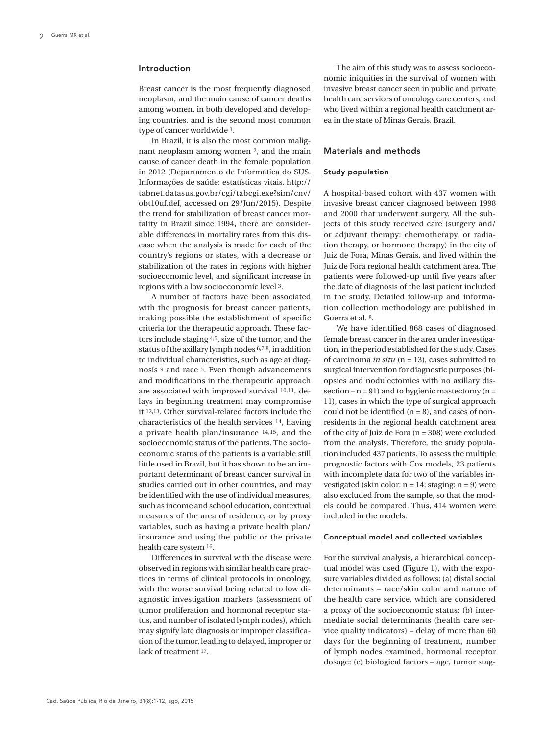## Introduction

Breast cancer is the most frequently diagnosed neoplasm, and the main cause of cancer deaths among women, in both developed and developing countries, and is the second most common type of cancer worldwide [1].

In Brazil, it is also the most common malignant neoplasm among women [2], and the main cause of cancer death in the female population in 2012 (Departamento de Informática do SUS. Informações de saúde: estatísticas vitais. http://tabnet.datasus.gov.br/cgi/tabcgi.exe?sim/cnv/obt10uf.def, accessed on 29/Jun/2015). Despite the trend for stabilization of breast cancer mortality in Brazil since 1994, there are considerable differences in mortality rates from this disease when the analysis is made for each of the country's regions or states, with a decrease or stabilization of the rates in regions with higher socioeconomic level, and significant increase in regions with a low socioeconomic level [3].

A number of factors have been associated with the prognosis for breast cancer patients, making possible the establishment of specific criteria for the therapeutic approach. These factors include staging [4,5], size of the tumor, and the status of the axillary lymph nodes [6,7,8], in addition to individual characteristics, such as age at diagnosis [9] and race [5]. Even though advancements and modifications in the therapeutic approach are associated with improved survival [10,11], delays in beginning treatment may compromise it [12,13]. Other survival-related factors include the characteristics of the health services [14], having a private health plan/insurance [14,15], and the socioeconomic status of the patients. The socioeconomic status of the patients is a variable still little used in Brazil, but it has shown to be an important determinant of breast cancer survival in studies carried out in other countries, and may be identified with the use of individual measures, such as income and school education, contextual measures of the area of residence, or by proxy variables, such as having a private health plan/insurance and using the public or the private health care system [16].

Differences in survival with the disease were observed in regions with similar health care practices in terms of clinical protocols in oncology, with the worse survival being related to low diagnostic investigation markers (assessment of tumor proliferation and hormonal receptor status, and number of isolated lymph nodes), which may signify late diagnosis or improper classification of the tumor, leading to delayed, improper or lack of treatment [17].

The aim of this study was to assess socioeconomic iniquities in the survival of women with invasive breast cancer seen in public and private health care services of oncology care centers, and who lived within a regional health catchment area in the state of Minas Gerais, Brazil.

## Materials and methods

### Study population

A hospital-based cohort with 437 women with invasive breast cancer diagnosed between 1998 and 2000 that underwent surgery. All the subjects of this study received care (surgery and/or adjuvant therapy: chemotherapy, or radiation therapy, or hormone therapy) in the city of Juiz de Fora, Minas Gerais, and lived within the Juiz de Fora regional health catchment area. The patients were followed-up until five years after the date of diagnosis of the last patient included in the study. Detailed follow-up and information collection methodology are published in Guerra et al. [8].

We have identified 868 cases of diagnosed female breast cancer in the area under investigation, in the period established for the study. Cases of carcinoma *in situ* (n = 13), cases submitted to surgical intervention for diagnostic purposes (biopsies and nodulectomies with no axillary dissection – n = 91) and to hygienic mastectomy (n = 11), cases in which the type of surgical approach could not be identified (n = 8), and cases of non-residents in the regional health catchment area of the city of Juiz de Fora (n = 308) were excluded from the analysis. Therefore, the study population included 437 patients. To assess the multiple prognostic factors with Cox models, 23 patients with incomplete data for two of the variables investigated (skin color: n = 14; staging: n = 9) were also excluded from the sample, so that the models could be compared. Thus, 414 women were included in the models.

### Conceptual model and collected variables

For the survival analysis, a hierarchical conceptual model was used (Figure 1), with the exposure variables divided as follows: (a) distal social determinants – race/skin color and nature of the health care service, which are considered a proxy of the socioeconomic status; (b) intermediate social determinants (health care service quality indicators) – delay of more than 60 days for the beginning of treatment, number of lymph nodes examined, hormonal receptor dosage; (c) biological factors – age, tumor stag-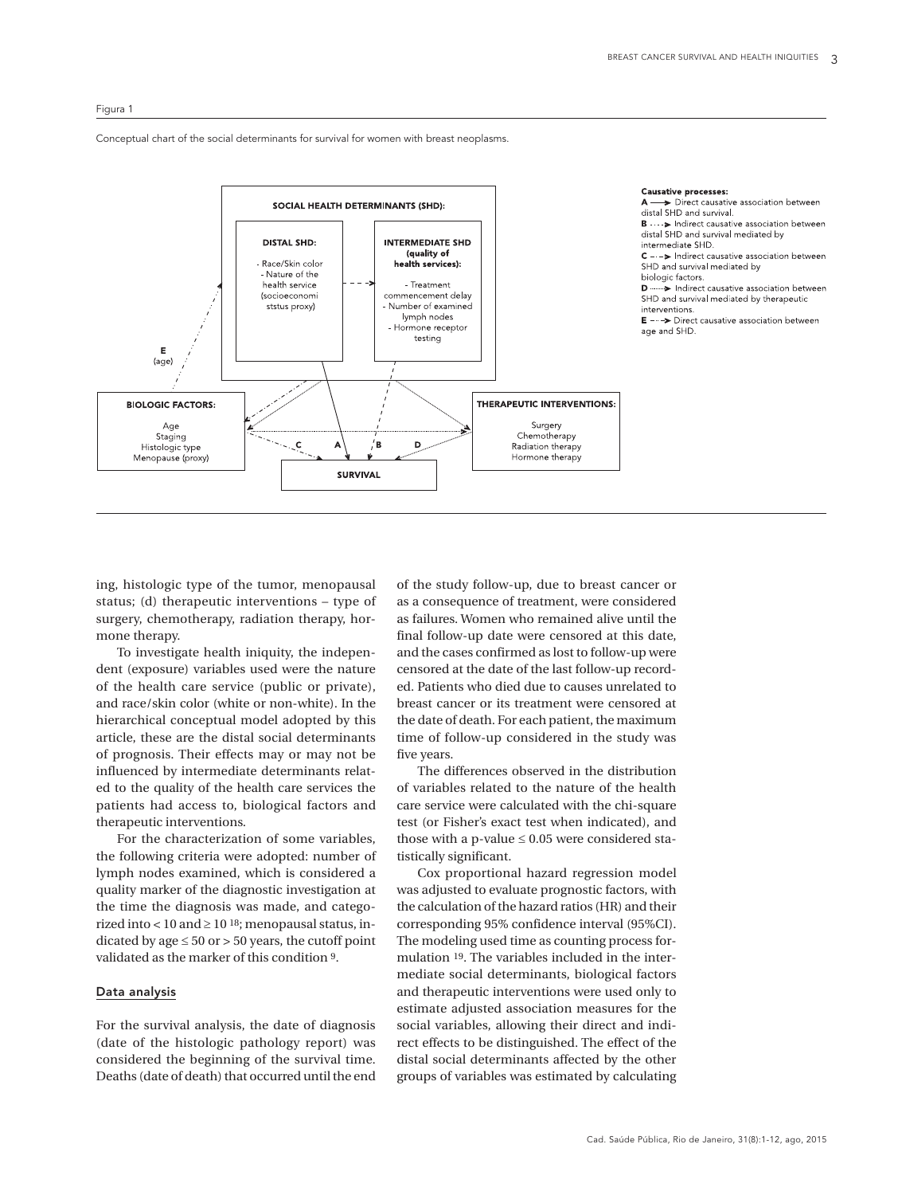Figura 1

Conceptual chart of the social determinants for survival for women with breast neoplasms.

**SOCIAL HEALTH DETERMINANTS (SHD):**

**DISTAL SHD:**
- Race/Skin color
- Nature of the health service (socioeconomi ststus proxy)

**INTERMEDIATE SHD (quality of health services):**
- Treatment commencement delay
- Number of examined lymph nodes
- Hormone receptor testing

E (age)

**BIOLOGIC FACTORS:**
Age
Staging
Histologic type
Menopause (proxy)

**THERAPEUTIC INTERVENTIONS:**
Surgery
Chemotherapy
Radiation therapy
Hormone therapy

C A B D

**SURVIVAL**

**Causative processes:**
A ⟶ Direct causative association between distal SHD and survival.
B ⟶ Indirect causative association between distal SHD and survival mediated by intermediate SHD.
C ⟶ Indirect causative association between SHD and survival mediated by biologic factors.
D ⟶ Indirect causative association between SHD and survival mediated by therapeutic interventions.
E ⟶ Direct causative association between age and SHD.

ing, histologic type of the tumor, menopausal status; (d) therapeutic interventions – type of surgery, chemotherapy, radiation therapy, hormone therapy.

To investigate health iniquity, the independent (exposure) variables used were the nature of the health care service (public or private), and race/skin color (white or non-white). In the hierarchical conceptual model adopted by this article, these are the distal social determinants of prognosis. Their effects may or may not be influenced by intermediate determinants related to the quality of the health care services the patients had access to, biological factors and therapeutic interventions.

For the characterization of some variables, the following criteria were adopted: number of lymph nodes examined, which is considered a quality marker of the diagnostic investigation at the time the diagnosis was made, and categorized into $< 10$ and $\geq 10$ [18]; menopausal status, indicated by age $\leq 50$ or $> 50$ years, the cutoff point validated as the marker of this condition [9].

## Data analysis

For the survival analysis, the date of diagnosis (date of the histologic pathology report) was considered the beginning of the survival time. Deaths (date of death) that occurred until the end of the study follow-up, due to breast cancer or as a consequence of treatment, were considered as failures. Women who remained alive until the final follow-up date were censored at this date, and the cases confirmed as lost to follow-up were censored at the date of the last follow-up recorded. Patients who died due to causes unrelated to breast cancer or its treatment were censored at the date of death. For each patient, the maximum time of follow-up considered in the study was five years.

The differences observed in the distribution of variables related to the nature of the health care service were calculated with the chi-square test (or Fisher's exact test when indicated), and those with a p-value $\leq 0.05$ were considered statistically significant.

Cox proportional hazard regression model was adjusted to evaluate prognostic factors, with the calculation of the hazard ratios (HR) and their corresponding 95% confidence interval (95%CI). The modeling used time as counting process formulation [19]. The variables included in the intermediate social determinants, biological factors and therapeutic interventions were used only to estimate adjusted association measures for the social variables, allowing their direct and indirect effects to be distinguished. The effect of the distal social determinants affected by the other groups of variables was estimated by calculating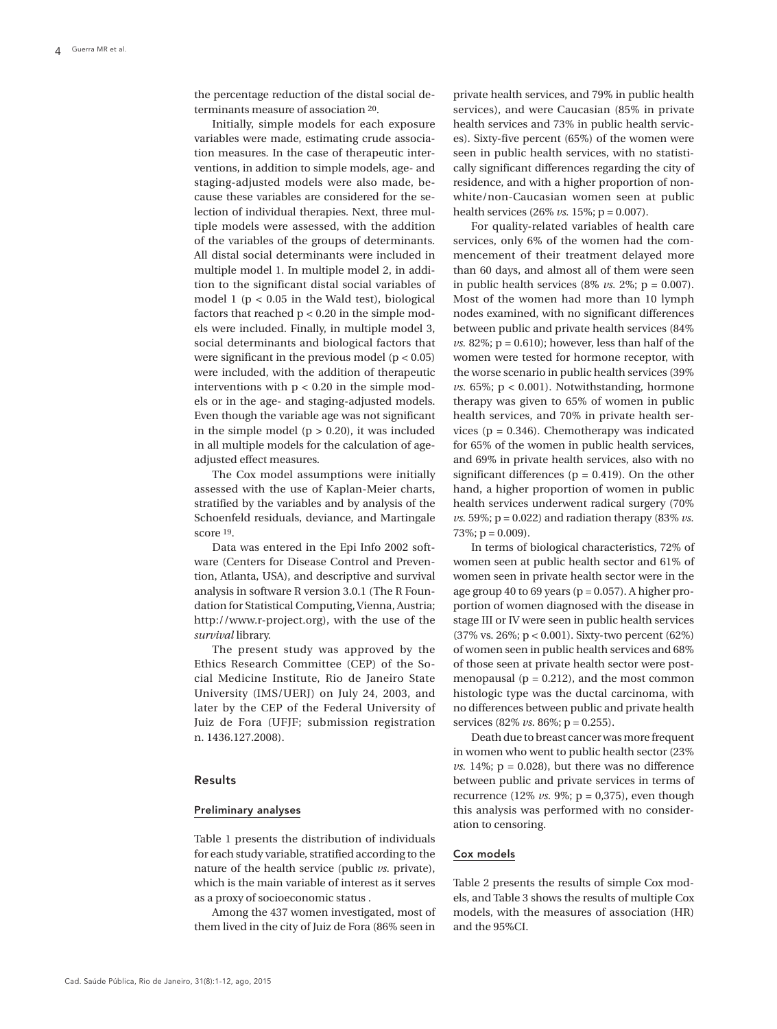the percentage reduction of the distal social determinants measure of association [20].

Initially, simple models for each exposure variables were made, estimating crude association measures. In the case of therapeutic interventions, in addition to simple models, age- and staging-adjusted models were also made, because these variables are considered for the selection of individual therapies. Next, three multiple models were assessed, with the addition of the variables of the groups of determinants. All distal social determinants were included in multiple model 1. In multiple model 2, in addition to the significant distal social variables of model 1 ($p < 0.05$ in the Wald test), biological factors that reached $p < 0.20$ in the simple models were included. Finally, in multiple model 3, social determinants and biological factors that were significant in the previous model ($p < 0.05$) were included, with the addition of therapeutic interventions with $p < 0.20$ in the simple models or in the age- and staging-adjusted models. Even though the variable age was not significant in the simple model ($p > 0.20$), it was included in all multiple models for the calculation of age-adjusted effect measures.

The Cox model assumptions were initially assessed with the use of Kaplan-Meier charts, stratified by the variables and by analysis of the Schoenfeld residuals, deviance, and Martingale score [19].

Data was entered in the Epi Info 2002 software (Centers for Disease Control and Prevention, Atlanta, USA), and descriptive and survival analysis in software R version 3.0.1 (The R Foundation for Statistical Computing, Vienna, Austria; http://www.r-project.org), with the use of the *survival* library.

The present study was approved by the Ethics Research Committee (CEP) of the Social Medicine Institute, Rio de Janeiro State University (IMS/UERJ) on July 24, 2003, and later by the CEP of the Federal University of Juiz de Fora (UFJF; submission registration n. 1436.127.2008).

## Results

### Preliminary analyses

Table 1 presents the distribution of individuals for each study variable, stratified according to the nature of the health service (public *vs.* private), which is the main variable of interest as it serves as a proxy of socioeconomic status .

Among the 437 women investigated, most of them lived in the city of Juiz de Fora (86% seen in private health services, and 79% in public health services), and were Caucasian (85% in private health services and 73% in public health services). Sixty-five percent (65%) of the women were seen in public health services, with no statistically significant differences regarding the city of residence, and with a higher proportion of non-white/non-Caucasian women seen at public health services (26% *vs.* 15%; $p = 0.007$).

For quality-related variables of health care services, only 6% of the women had the commencement of their treatment delayed more than 60 days, and almost all of them were seen in public health services (8% *vs.* 2%; $p = 0.007$). Most of the women had more than 10 lymph nodes examined, with no significant differences between public and private health services (84% *vs.* 82%; $p = 0.610$); however, less than half of the women were tested for hormone receptor, with the worse scenario in public health services (39% *vs.* 65%; $p < 0.001$). Notwithstanding, hormone therapy was given to 65% of women in public health services, and 70% in private health services ($p = 0.346$). Chemotherapy was indicated for 65% of the women in public health services, and 69% in private health services, also with no significant differences ($p = 0.419$). On the other hand, a higher proportion of women in public health services underwent radical surgery (70% *vs.* 59%; $p = 0.022$) and radiation therapy (83% *vs.* 73%; $p = 0.009$).

In terms of biological characteristics, 72% of women seen at public health sector and 61% of women seen in private health sector were in the age group 40 to 69 years ($p = 0.057$). A higher proportion of women diagnosed with the disease in stage III or IV were seen in public health services (37% vs. 26%; $p < 0.001$). Sixty-two percent (62%) of women seen in public health services and 68% of those seen at private health sector were post-menopausal ($p = 0.212$), and the most common histologic type was the ductal carcinoma, with no differences between public and private health services (82% *vs.* 86%; $p = 0.255$).

Death due to breast cancer was more frequent in women who went to public health sector (23% *vs.* 14%; $p = 0.028$), but there was no difference between public and private services in terms of recurrence (12% *vs.* 9%; $p = 0,375$), even though this analysis was performed with no consideration to censoring.

### Cox models

Table 2 presents the results of simple Cox models, and Table 3 shows the results of multiple Cox models, with the measures of association (HR) and the 95%CI.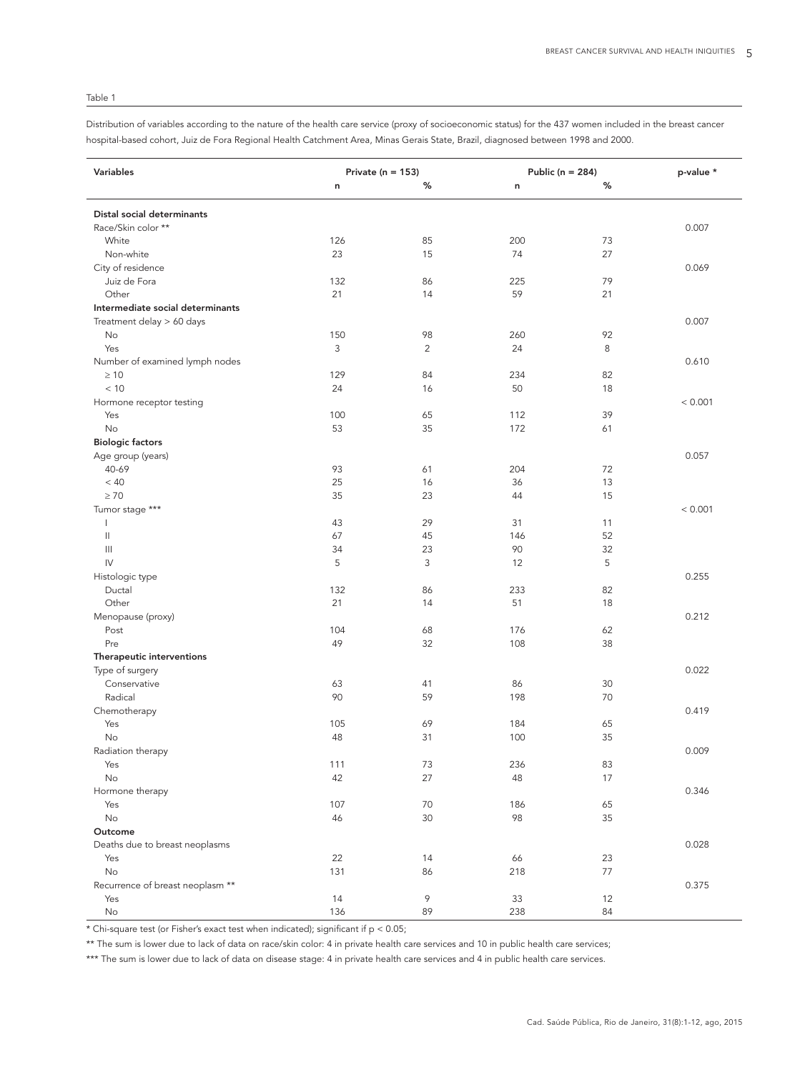Table 1

Distribution of variables according to the nature of the health care service (proxy of socioeconomic status) for the 437 women included in the breast cancer hospital-based cohort, Juiz de Fora Regional Health Catchment Area, Minas Gerais State, Brazil, diagnosed between 1998 and 2000.

| Variables | Private (n = 153) | | Public (n = 284) | | p-value * |
|---|---|---|---|---|---|
| | n | % | n | % | |
| **Distal social determinants** | | | | | |
| Race/Skin color ** | | | | | 0.007 |
| White | 126 | 85 | 200 | 73 | |
| Non-white | 23 | 15 | 74 | 27 | |
| City of residence | | | | | 0.069 |
| Juiz de Fora | 132 | 86 | 225 | 79 | |
| Other | 21 | 14 | 59 | 21 | |
| **Intermediate social determinants** | | | | | |
| Treatment delay > 60 days | | | | | 0.007 |
| No | 150 | 98 | 260 | 92 | |
| Yes | 3 | 2 | 24 | 8 | |
| Number of examined lymph nodes | | | | | 0.610 |
| ≥ 10 | 129 | 84 | 234 | 82 | |
| < 10 | 24 | 16 | 50 | 18 | |
| Hormone receptor testing | | | | | < 0.001 |
| Yes | 100 | 65 | 112 | 39 | |
| No | 53 | 35 | 172 | 61 | |
| **Biologic factors** | | | | | |
| Age group (years) | | | | | 0.057 |
| 40-69 | 93 | 61 | 204 | 72 | |
| < 40 | 25 | 16 | 36 | 13 | |
| ≥ 70 | 35 | 23 | 44 | 15 | |
| Tumor stage *** | | | | | < 0.001 |
| I | 43 | 29 | 31 | 11 | |
| II | 67 | 45 | 146 | 52 | |
| III | 34 | 23 | 90 | 32 | |
| IV | 5 | 3 | 12 | 5 | |
| Histologic type | | | | | 0.255 |
| Ductal | 132 | 86 | 233 | 82 | |
| Other | 21 | 14 | 51 | 18 | |
| Menopause (proxy) | | | | | 0.212 |
| Post | 104 | 68 | 176 | 62 | |
| Pre | 49 | 32 | 108 | 38 | |
| **Therapeutic interventions** | | | | | |
| Type of surgery | | | | | 0.022 |
| Conservative | 63 | 41 | 86 | 30 | |
| Radical | 90 | 59 | 198 | 70 | |
| Chemotherapy | | | | | 0.419 |
| Yes | 105 | 69 | 184 | 65 | |
| No | 48 | 31 | 100 | 35 | |
| Radiation therapy | | | | | 0.009 |
| Yes | 111 | 73 | 236 | 83 | |
| No | 42 | 27 | 48 | 17 | |
| Hormone therapy | | | | | 0.346 |
| Yes | 107 | 70 | 186 | 65 | |
| No | 46 | 30 | 98 | 35 | |
| **Outcome** | | | | | |
| Deaths due to breast neoplasms | | | | | 0.028 |
| Yes | 22 | 14 | 66 | 23 | |
| No | 131 | 86 | 218 | 77 | |
| Recurrence of breast neoplasm ** | | | | | 0.375 |
| Yes | 14 | 9 | 33 | 12 | |
| No | 136 | 89 | 238 | 84 | |

* Chi-square test (or Fisher's exact test when indicated); significant if $p < 0.05$;

** The sum is lower due to lack of data on race/skin color: 4 in private health care services and 10 in public health care services;

*** The sum is lower due to lack of data on disease stage: 4 in private health care services and 4 in public health care services.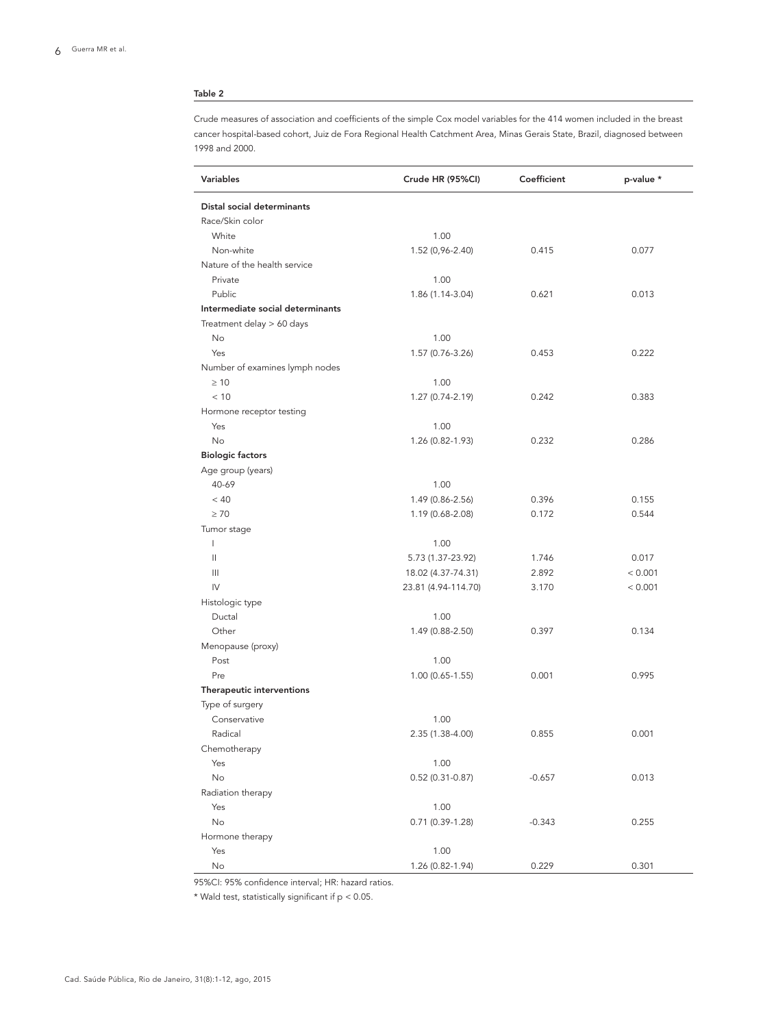**Table 2**

Crude measures of association and coefficients of the simple Cox model variables for the 414 women included in the breast cancer hospital-based cohort, Juiz de Fora Regional Health Catchment Area, Minas Gerais State, Brazil, diagnosed between 1998 and 2000.

| Variables | Crude HR (95%CI) | Coefficient | p-value * |
|---|---|---|---|
| **Distal social determinants** | | | |
| Race/Skin color | | | |
| White | 1.00 | | |
| Non-white | 1.52 (0,96-2.40) | 0.415 | 0.077 |
| Nature of the health service | | | |
| Private | 1.00 | | |
| Public | 1.86 (1.14-3.04) | 0.621 | 0.013 |
| **Intermediate social determinants** | | | |
| Treatment delay > 60 days | | | |
| No | 1.00 | | |
| Yes | 1.57 (0.76-3.26) | 0.453 | 0.222 |
| Number of examines lymph nodes | | | |
| ≥ 10 | 1.00 | | |
| < 10 | 1.27 (0.74-2.19) | 0.242 | 0.383 |
| Hormone receptor testing | | | |
| Yes | 1.00 | | |
| No | 1.26 (0.82-1.93) | 0.232 | 0.286 |
| **Biologic factors** | | | |
| Age group (years) | | | |
| 40-69 | 1.00 | | |
| < 40 | 1.49 (0.86-2.56) | 0.396 | 0.155 |
| ≥ 70 | 1.19 (0.68-2.08) | 0.172 | 0.544 |
| Tumor stage | | | |
| I | 1.00 | | |
| II | 5.73 (1.37-23.92) | 1.746 | 0.017 |
| III | 18.02 (4.37-74.31) | 2.892 | < 0.001 |
| IV | 23.81 (4.94-114.70) | 3.170 | < 0.001 |
| Histologic type | | | |
| Ductal | 1.00 | | |
| Other | 1.49 (0.88-2.50) | 0.397 | 0.134 |
| Menopause (proxy) | | | |
| Post | 1.00 | | |
| Pre | 1.00 (0.65-1.55) | 0.001 | 0.995 |
| **Therapeutic interventions** | | | |
| Type of surgery | | | |
| Conservative | 1.00 | | |
| Radical | 2.35 (1.38-4.00) | 0.855 | 0.001 |
| Chemotherapy | | | |
| Yes | 1.00 | | |
| No | 0.52 (0.31-0.87) | -0.657 | 0.013 |
| Radiation therapy | | | |
| Yes | 1.00 | | |
| No | 0.71 (0.39-1.28) | -0.343 | 0.255 |
| Hormone therapy | | | |
| Yes | 1.00 | | |
| No | 1.26 (0.82-1.94) | 0.229 | 0.301 |

95%CI: 95% confidence interval; HR: hazard ratios.

* Wald test, statistically significant if $p < 0.05$.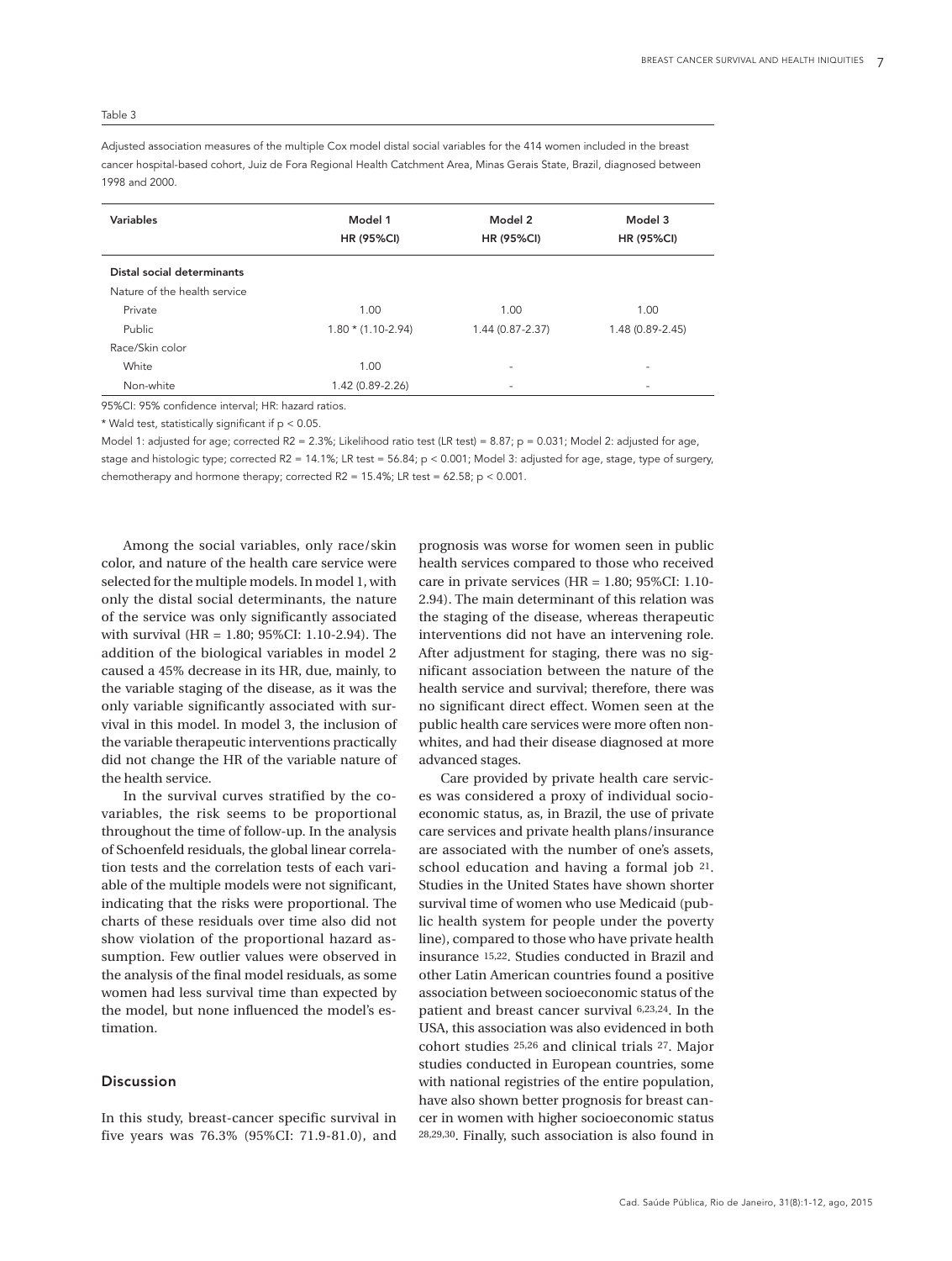Table 3

Adjusted association measures of the multiple Cox model distal social variables for the 414 women included in the breast cancer hospital-based cohort, Juiz de Fora Regional Health Catchment Area, Minas Gerais State, Brazil, diagnosed between 1998 and 2000.

| Variables | Model 1 HR (95%CI) | Model 2 HR (95%CI) | Model 3 HR (95%CI) |
|---|---|---|---|
| **Distal social determinants** | | | |
| Nature of the health service | | | |
| Private | 1.00 | 1.00 | 1.00 |
| Public | 1.80 * (1.10-2.94) | 1.44 (0.87-2.37) | 1.48 (0.89-2.45) |
| Race/Skin color | | | |
| White | 1.00 | - | - |
| Non-white | 1.42 (0.89-2.26) | - | - |

95%CI: 95% confidence interval; HR: hazard ratios.

* Wald test, statistically significant if $p < 0.05$.

Model 1: adjusted for age; corrected R2 = 2.3%; Likelihood ratio test (LR test) = 8.87; p = 0.031; Model 2: adjusted for age, stage and histologic type; corrected R2 = 14.1%; LR test = 56.84; p < 0.001; Model 3: adjusted for age, stage, type of surgery, chemotherapy and hormone therapy; corrected R2 = 15.4%; LR test = 62.58; p < 0.001.

Among the social variables, only race/skin color, and nature of the health care service were selected for the multiple models. In model 1, with only the distal social determinants, the nature of the service was only significantly associated with survival (HR = 1.80; 95%CI: 1.10-2.94). The addition of the biological variables in model 2 caused a 45% decrease in its HR, due, mainly, to the variable staging of the disease, as it was the only variable significantly associated with survival in this model. In model 3, the inclusion of the variable therapeutic interventions practically did not change the HR of the variable nature of the health service.

In the survival curves stratified by the covariables, the risk seems to be proportional throughout the time of follow-up. In the analysis of Schoenfeld residuals, the global linear correlation tests and the correlation tests of each variable of the multiple models were not significant, indicating that the risks were proportional. The charts of these residuals over time also did not show violation of the proportional hazard assumption. Few outlier values were observed in the analysis of the final model residuals, as some women had less survival time than expected by the model, but none influenced the model's estimation.

## Discussion

In this study, breast-cancer specific survival in five years was 76.3% (95%CI: 71.9-81.0), and prognosis was worse for women seen in public health services compared to those who received care in private services (HR = 1.80; 95%CI: 1.10-2.94). The main determinant of this relation was the staging of the disease, whereas therapeutic interventions did not have an intervening role. After adjustment for staging, there was no significant association between the nature of the health service and survival; therefore, there was no significant direct effect. Women seen at the public health care services were more often non-whites, and had their disease diagnosed at more advanced stages.

Care provided by private health care services was considered a proxy of individual socioeconomic status, as, in Brazil, the use of private care services and private health plans/insurance are associated with the number of one's assets, school education and having a formal job [21]. Studies in the United States have shown shorter survival time of women who use Medicaid (public health system for people under the poverty line), compared to those who have private health insurance [15,22]. Studies conducted in Brazil and other Latin American countries found a positive association between socioeconomic status of the patient and breast cancer survival [6,23,24]. In the USA, this association was also evidenced in both cohort studies [25,26] and clinical trials [27]. Major studies conducted in European countries, some with national registries of the entire population, have also shown better prognosis for breast cancer in women with higher socioeconomic status [28,29,30]. Finally, such association is also found in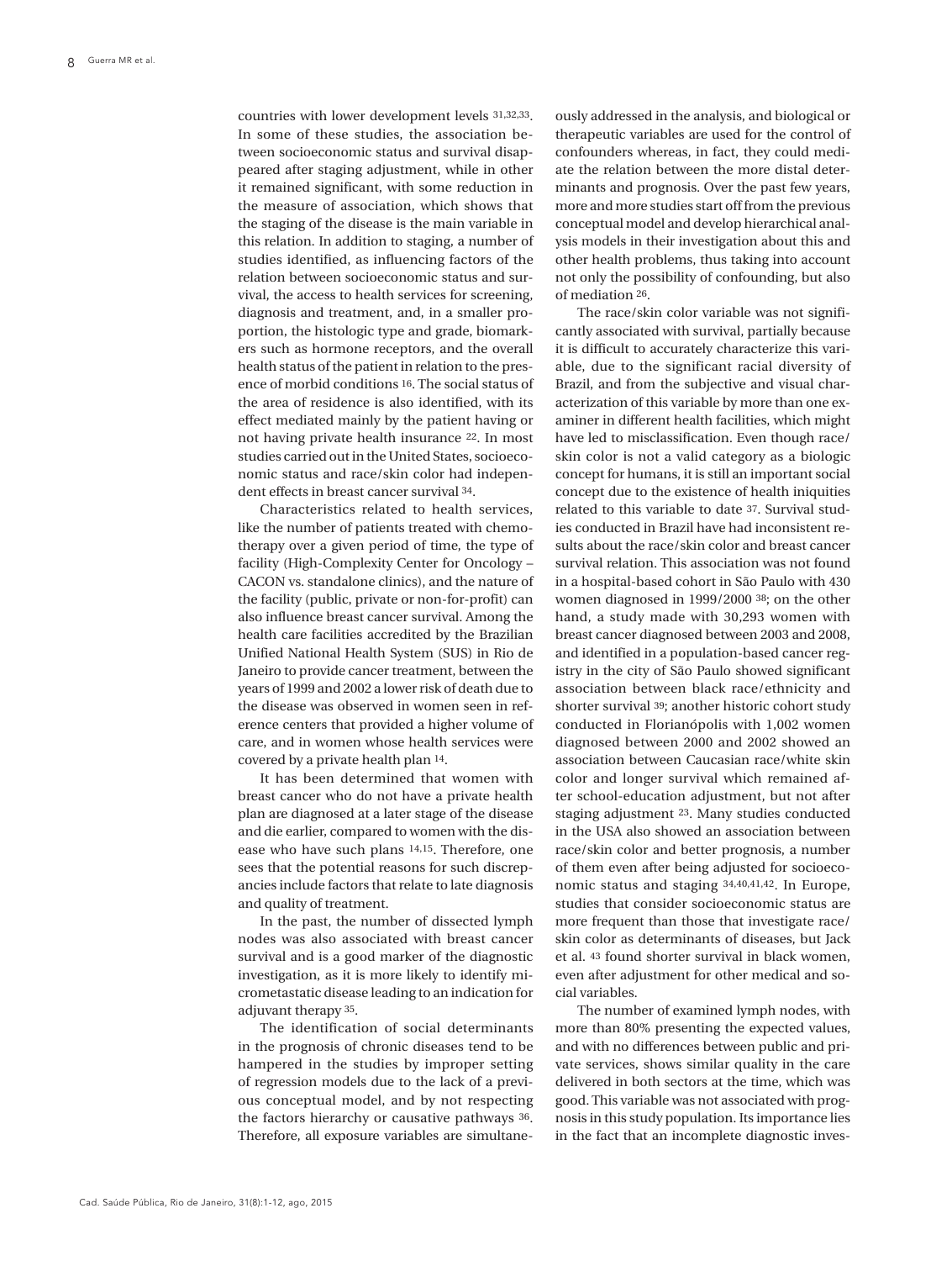countries with lower development levels [31,32,33]. In some of these studies, the association between socioeconomic status and survival disappeared after staging adjustment, while in other it remained significant, with some reduction in the measure of association, which shows that the staging of the disease is the main variable in this relation. In addition to staging, a number of studies identified, as influencing factors of the relation between socioeconomic status and survival, the access to health services for screening, diagnosis and treatment, and, in a smaller proportion, the histologic type and grade, biomarkers such as hormone receptors, and the overall health status of the patient in relation to the presence of morbid conditions [16]. The social status of the area of residence is also identified, with its effect mediated mainly by the patient having or not having private health insurance [22]. In most studies carried out in the United States, socioeconomic status and race/skin color had independent effects in breast cancer survival [34].

Characteristics related to health services, like the number of patients treated with chemotherapy over a given period of time, the type of facility (High-Complexity Center for Oncology – CACON vs. standalone clinics), and the nature of the facility (public, private or non-for-profit) can also influence breast cancer survival. Among the health care facilities accredited by the Brazilian Unified National Health System (SUS) in Rio de Janeiro to provide cancer treatment, between the years of 1999 and 2002 a lower risk of death due to the disease was observed in women seen in reference centers that provided a higher volume of care, and in women whose health services were covered by a private health plan [14].

It has been determined that women with breast cancer who do not have a private health plan are diagnosed at a later stage of the disease and die earlier, compared to women with the disease who have such plans [14,15]. Therefore, one sees that the potential reasons for such discrepancies include factors that relate to late diagnosis and quality of treatment.

In the past, the number of dissected lymph nodes was also associated with breast cancer survival and is a good marker of the diagnostic investigation, as it is more likely to identify micrometastatic disease leading to an indication for adjuvant therapy [35].

The identification of social determinants in the prognosis of chronic diseases tend to be hampered in the studies by improper setting of regression models due to the lack of a previous conceptual model, and by not respecting the factors hierarchy or causative pathways [36]. Therefore, all exposure variables are simultaneously addressed in the analysis, and biological or therapeutic variables are used for the control of confounders whereas, in fact, they could mediate the relation between the more distal determinants and prognosis. Over the past few years, more and more studies start off from the previous conceptual model and develop hierarchical analysis models in their investigation about this and other health problems, thus taking into account not only the possibility of confounding, but also of mediation [26].

The race/skin color variable was not significantly associated with survival, partially because it is difficult to accurately characterize this variable, due to the significant racial diversity of Brazil, and from the subjective and visual characterization of this variable by more than one examiner in different health facilities, which might have led to misclassification. Even though race/skin color is not a valid category as a biologic concept for humans, it is still an important social concept due to the existence of health iniquities related to this variable to date [37]. Survival studies conducted in Brazil have had inconsistent results about the race/skin color and breast cancer survival relation. This association was not found in a hospital-based cohort in São Paulo with 430 women diagnosed in 1999/2000 [38]; on the other hand, a study made with 30,293 women with breast cancer diagnosed between 2003 and 2008, and identified in a population-based cancer registry in the city of São Paulo showed significant association between black race/ethnicity and shorter survival [39]; another historic cohort study conducted in Florianópolis with 1,002 women diagnosed between 2000 and 2002 showed an association between Caucasian race/white skin color and longer survival which remained after school-education adjustment, but not after staging adjustment [23]. Many studies conducted in the USA also showed an association between race/skin color and better prognosis, a number of them even after being adjusted for socioeconomic status and staging [34,40,41,42]. In Europe, studies that consider socioeconomic status are more frequent than those that investigate race/skin color as determinants of diseases, but Jack et al. [43] found shorter survival in black women, even after adjustment for other medical and social variables.

The number of examined lymph nodes, with more than 80% presenting the expected values, and with no differences between public and private services, shows similar quality in the care delivered in both sectors at the time, which was good. This variable was not associated with prognosis in this study population. Its importance lies in the fact that an incomplete diagnostic inves-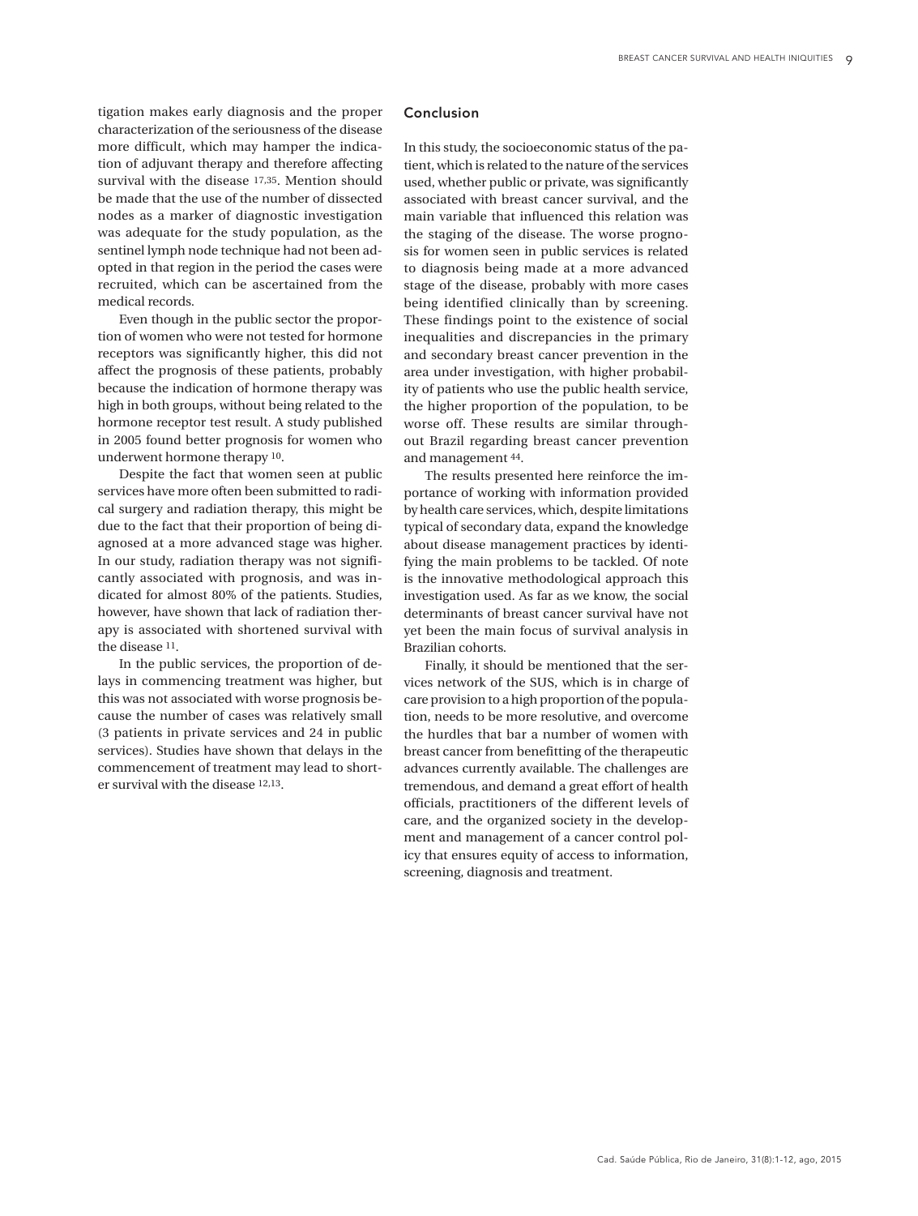tigation makes early diagnosis and the proper characterization of the seriousness of the disease more difficult, which may hamper the indication of adjuvant therapy and therefore affecting survival with the disease [17,35]. Mention should be made that the use of the number of dissected nodes as a marker of diagnostic investigation was adequate for the study population, as the sentinel lymph node technique had not been adopted in that region in the period the cases were recruited, which can be ascertained from the medical records.

Even though in the public sector the proportion of women who were not tested for hormone receptors was significantly higher, this did not affect the prognosis of these patients, probably because the indication of hormone therapy was high in both groups, without being related to the hormone receptor test result. A study published in 2005 found better prognosis for women who underwent hormone therapy [10].

Despite the fact that women seen at public services have more often been submitted to radical surgery and radiation therapy, this might be due to the fact that their proportion of being diagnosed at a more advanced stage was higher. In our study, radiation therapy was not significantly associated with prognosis, and was indicated for almost 80% of the patients. Studies, however, have shown that lack of radiation therapy is associated with shortened survival with the disease [11].

In the public services, the proportion of delays in commencing treatment was higher, but this was not associated with worse prognosis because the number of cases was relatively small (3 patients in private services and 24 in public services). Studies have shown that delays in the commencement of treatment may lead to shorter survival with the disease [12,13].

## Conclusion

In this study, the socioeconomic status of the patient, which is related to the nature of the services used, whether public or private, was significantly associated with breast cancer survival, and the main variable that influenced this relation was the staging of the disease. The worse prognosis for women seen in public services is related to diagnosis being made at a more advanced stage of the disease, probably with more cases being identified clinically than by screening. These findings point to the existence of social inequalities and discrepancies in the primary and secondary breast cancer prevention in the area under investigation, with higher probability of patients who use the public health service, the higher proportion of the population, to be worse off. These results are similar throughout Brazil regarding breast cancer prevention and management [44].

The results presented here reinforce the importance of working with information provided by health care services, which, despite limitations typical of secondary data, expand the knowledge about disease management practices by identifying the main problems to be tackled. Of note is the innovative methodological approach this investigation used. As far as we know, the social determinants of breast cancer survival have not yet been the main focus of survival analysis in Brazilian cohorts.

Finally, it should be mentioned that the services network of the SUS, which is in charge of care provision to a high proportion of the population, needs to be more resolutive, and overcome the hurdles that bar a number of women with breast cancer from benefitting of the therapeutic advances currently available. The challenges are tremendous, and demand a great effort of health officials, practitioners of the different levels of care, and the organized society in the development and management of a cancer control policy that ensures equity of access to information, screening, diagnosis and treatment.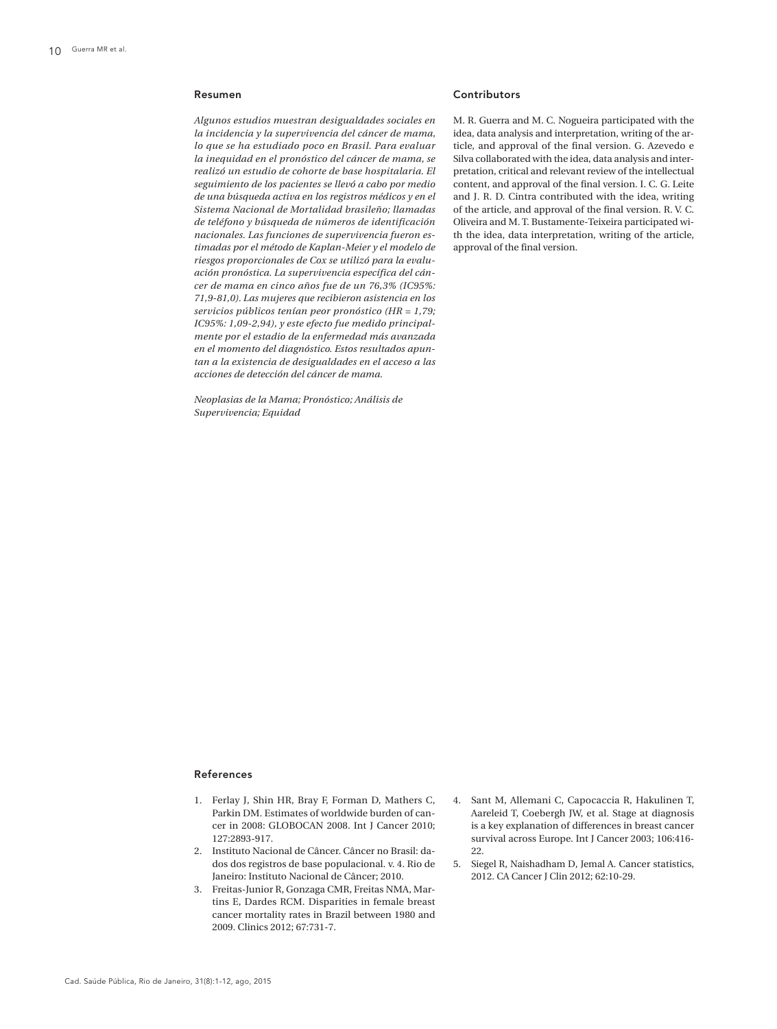## Resumen

*Algunos estudios muestran desigualdades sociales en la incidencia y la supervivencia del cáncer de mama, lo que se ha estudiado poco en Brasil. Para evaluar la inequidad en el pronóstico del cáncer de mama, se realizó un estudio de cohorte de base hospitalaria. El seguimiento de los pacientes se llevó a cabo por medio de una búsqueda activa en los registros médicos y en el Sistema Nacional de Mortalidad brasileño; llamadas de teléfono y búsqueda de números de identificación nacionales. Las funciones de supervivencia fueron estimadas por el método de Kaplan-Meier y el modelo de riesgos proporcionales de Cox se utilizó para la evaluación pronóstica. La supervivencia específica del cáncer de mama en cinco años fue de un 76,3% (IC95%: 71,9-81,0). Las mujeres que recibieron asistencia en los servicios públicos tenían peor pronóstico (HR = 1,79; IC95%: 1,09-2,94), y este efecto fue medido principalmente por el estadio de la enfermedad más avanzada en el momento del diagnóstico. Estos resultados apuntan a la existencia de desigualdades en el acceso a las acciones de detección del cáncer de mama.*

*Neoplasias de la Mama; Pronóstico; Análisis de Supervivencia; Equidad*

## Contributors

M. R. Guerra and M. C. Nogueira participated with the idea, data analysis and interpretation, writing of the article, and approval of the final version. G. Azevedo e Silva collaborated with the idea, data analysis and interpretation, critical and relevant review of the intellectual content, and approval of the final version. I. C. G. Leite and J. R. D. Cintra contributed with the idea, writing of the article, and approval of the final version. R. V. C. Oliveira and M. T. Bustamente-Teixeira participated with the idea, data interpretation, writing of the article, approval of the final version.

## References

1. Ferlay J, Shin HR, Bray F, Forman D, Mathers C, Parkin DM. Estimates of worldwide burden of cancer in 2008: GLOBOCAN 2008. Int J Cancer 2010; 127:2893-917.
2. Instituto Nacional de Câncer. Câncer no Brasil: dados dos registros de base populacional. v. 4. Rio de Janeiro: Instituto Nacional de Câncer; 2010.
3. Freitas-Junior R, Gonzaga CMR, Freitas NMA, Martins E, Dardes RCM. Disparities in female breast cancer mortality rates in Brazil between 1980 and 2009. Clinics 2012; 67:731-7.
4. Sant M, Allemani C, Capocaccia R, Hakulinen T, Aareleid T, Coebergh JW, et al. Stage at diagnosis is a key explanation of differences in breast cancer survival across Europe. Int J Cancer 2003; 106:416-22.
5. Siegel R, Naishadham D, Jemal A. Cancer statistics, 2012. CA Cancer J Clin 2012; 62:10-29.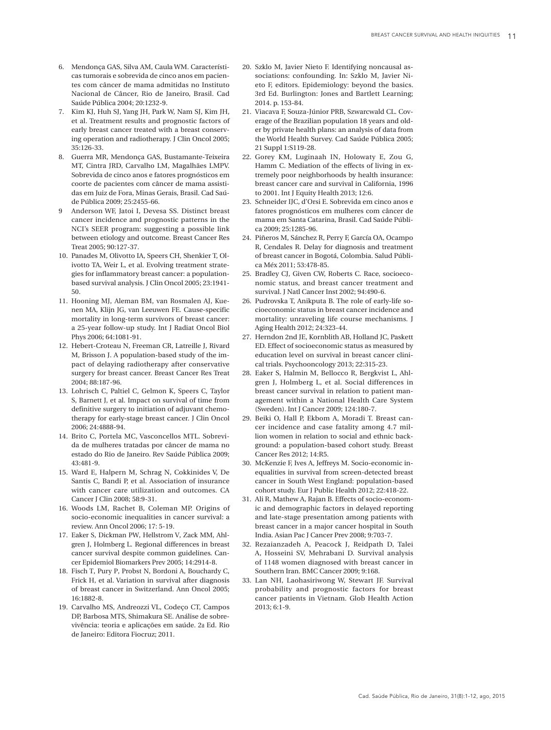6. Mendonça GAS, Silva AM, Caula WM. Características tumorais e sobrevida de cinco anos em pacientes com câncer de mama admitidas no Instituto Nacional de Câncer, Rio de Janeiro, Brasil. Cad Saúde Pública 2004; 20:1232-9.
7. Kim KJ, Huh SJ, Yang JH, Park W, Nam SJ, Kim JH, et al. Treatment results and prognostic factors of early breast cancer treated with a breast conserving operation and radiotherapy. J Clin Oncol 2005; 35:126-33.
8. Guerra MR, Mendonça GAS, Bustamante-Teixeira MT, Cintra JRD, Carvalho LM, Magalhães LMPV. Sobrevida de cinco anos e fatores prognósticos em coorte de pacientes com câncer de mama assistidas em Juiz de Fora, Minas Gerais, Brasil. Cad Saúde Pública 2009; 25:2455-66.
9 Anderson WF, Jatoi I, Devesa SS. Distinct breast cancer incidence and prognostic patterns in the NCI's SEER program: suggesting a possible link between etiology and outcome. Breast Cancer Res Treat 2005; 90:127-37.
10. Panades M, Olivotto IA, Speers CH, Shenkier T, Olivotto TA, Weir L, et al. Evolving treatment strategies for inflammatory breast cancer: a population-based survival analysis. J Clin Oncol 2005; 23:1941-50.
11. Hooning MJ, Aleman BM, van Rosmalen AJ, Kuenen MA, Klijn JG, van Leeuwen FE. Cause-specific mortality in long-term survivors of breast cancer: a 25-year follow-up study. Int J Radiat Oncol Biol Phys 2006; 64:1081-91.
12. Hebert-Croteau N, Freeman CR, Latreille J, Rivard M, Brisson J. A population-based study of the impact of delaying radiotherapy after conservative surgery for breast cancer. Breast Cancer Res Treat 2004; 88:187-96.
13. Lohrisch C, Paltiel C, Gelmon K, Speers C, Taylor S, Barnett J, et al. Impact on survival of time from definitive surgery to initiation of adjuvant chemotherapy for early-stage breast cancer. J Clin Oncol 2006; 24:4888-94.
14. Brito C, Portela MC, Vasconcellos MTL. Sobrevida de mulheres tratadas por câncer de mama no estado do Rio de Janeiro. Rev Saúde Pública 2009; 43:481-9.
15. Ward E, Halpern M, Schrag N, Cokkinides V, De Santis C, Bandi P, et al. Association of insurance with cancer care utilization and outcomes. CA Cancer J Clin 2008; 58:9-31.
16. Woods LM, Rachet B, Coleman MP. Origins of socio-economic inequalities in cancer survival: a review. Ann Oncol 2006; 17: 5-19.
17. Eaker S, Dickman PW, Hellstrom V, Zack MM, Ahlgren J, Holmberg L. Regional differences in breast cancer survival despite common guidelines. Cancer Epidemiol Biomarkers Prev 2005; 14:2914-8.
18. Fisch T, Pury P, Probst N, Bordoni A, Bouchardy C, Frick H, et al. Variation in survival after diagnosis of breast cancer in Switzerland. Ann Oncol 2005; 16:1882-8.
19. Carvalho MS, Andreozzi VL, Codeço CT, Campos DP, Barbosa MTS, Shimakura SE. Análise de sobrevivência: teoria e aplicações em saúde. 2ª Ed. Rio de Janeiro: Editora Fiocruz; 2011.
20. Szklo M, Javier Nieto F. Identifying noncausal associations: confounding. In: Szklo M, Javier Nieto F, editors. Epidemiology: beyond the basics. 3rd Ed. Burlington: Jones and Bartlett Learning; 2014. p. 153-84.
21. Viacava F, Souza-Júnior PRB, Szwarcwald CL. Coverage of the Brazilian population 18 years and older by private health plans: an analysis of data from the World Health Survey. Cad Saúde Pública 2005; 21 Suppl 1:S119-28.
22. Gorey KM, Luginaah IN, Holowaty E, Zou G, Hamm C. Mediation of the effects of living in extremely poor neighborhoods by health insurance: breast cancer care and survival in California, 1996 to 2001. Int J Equity Health 2013; 12:6.
23. Schneider IJC, d'Orsi E. Sobrevida em cinco anos e fatores prognósticos em mulheres com câncer de mama em Santa Catarina, Brasil. Cad Saúde Pública 2009; 25:1285-96.
24. Piñeros M, Sánchez R, Perry F, García OA, Ocampo R, Cendales R. Delay for diagnosis and treatment of breast cancer in Bogotá, Colombia. Salud Pública Méx 2011; 53:478-85.
25. Bradley CJ, Given CW, Roberts C. Race, socioeconomic status, and breast cancer treatment and survival. J Natl Cancer Inst 2002; 94:490-6.
26. Pudrovska T, Anikputa B. The role of early-life socioeconomic status in breast cancer incidence and mortality: unraveling life course mechanisms. J Aging Health 2012; 24:323-44.
27. Herndon 2nd JE, Kornblith AB, Holland JC, Paskett ED. Effect of socioeconomic status as measured by education level on survival in breast cancer clinical trials. Psychooncology 2013; 22:315-23.
28. Eaker S, Halmin M, Bellocco R, Bergkvist L, Ahlgren J, Holmberg L, et al. Social differences in breast cancer survival in relation to patient management within a National Health Care System (Sweden). Int J Cancer 2009; 124:180-7.
29. Beiki O, Hall P, Ekbom A, Moradi T. Breast cancer incidence and case fatality among 4.7 million women in relation to social and ethnic background: a population-based cohort study. Breast Cancer Res 2012; 14:R5.
30. McKenzie F, Ives A, Jeffreys M. Socio-economic inequalities in survival from screen-detected breast cancer in South West England: population-based cohort study. Eur J Public Health 2012; 22:418-22.
31. Ali R, Mathew A, Rajan B. Effects of socio-economic and demographic factors in delayed reporting and late-stage presentation among patients with breast cancer in a major cancer hospital in South India. Asian Pac J Cancer Prev 2008; 9:703-7.
32. Rezaianzadeh A, Peacock J, Reidpath D, Talei A, Hosseini SV, Mehrabani D. Survival analysis of 1148 women diagnosed with breast cancer in Southern Iran. BMC Cancer 2009; 9:168.
33. Lan NH, Laohasiriwong W, Stewart JF. Survival probability and prognostic factors for breast cancer patients in Vietnam. Glob Health Action 2013; 6:1-9.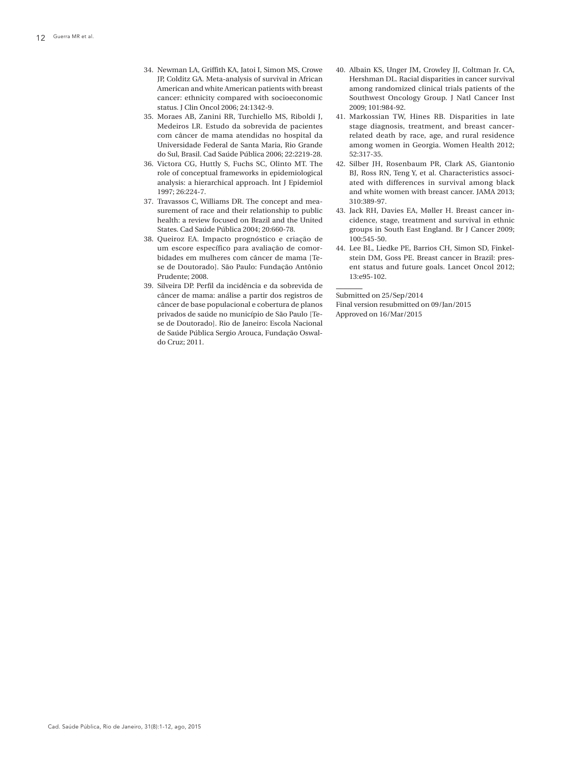34. Newman LA, Griffith KA, Jatoi I, Simon MS, Crowe JP, Colditz GA. Meta-analysis of survival in African American and white American patients with breast cancer: ethnicity compared with socioeconomic status. J Clin Oncol 2006; 24:1342-9.
35. Moraes AB, Zanini RR, Turchiello MS, Riboldi J, Medeiros LR. Estudo da sobrevida de pacientes com câncer de mama atendidas no hospital da Universidade Federal de Santa Maria, Rio Grande do Sul, Brasil. Cad Saúde Pública 2006; 22:2219-28.
36. Victora CG, Huttly S, Fuchs SC, Olinto MT. The role of conceptual frameworks in epidemiological analysis: a hierarchical approach. Int J Epidemiol 1997; 26:224-7.
37. Travassos C, Williams DR. The concept and measurement of race and their relationship to public health: a review focused on Brazil and the United States. Cad Saúde Pública 2004; 20:660-78.
38. Queiroz EA. Impacto prognóstico e criação de um escore específico para avaliação de comorbidades em mulheres com câncer de mama [Tese de Doutorado]. São Paulo: Fundação Antônio Prudente; 2008.
39. Silveira DP. Perfil da incidência e da sobrevida de câncer de mama: análise a partir dos registros de câncer de base populacional e cobertura de planos privados de saúde no município de São Paulo [Tese de Doutorado]. Rio de Janeiro: Escola Nacional de Saúde Pública Sergio Arouca, Fundação Oswaldo Cruz; 2011.
40. Albain KS, Unger JM, Crowley JJ, Coltman Jr. CA, Hershman DL. Racial disparities in cancer survival among randomized clinical trials patients of the Southwest Oncology Group. J Natl Cancer Inst 2009; 101:984-92.
41. Markossian TW, Hines RB. Disparities in late stage diagnosis, treatment, and breast cancer-related death by race, age, and rural residence among women in Georgia. Women Health 2012; 52:317-35.
42. Silber JH, Rosenbaum PR, Clark AS, Giantonio BJ, Ross RN, Teng Y, et al. Characteristics associated with differences in survival among black and white women with breast cancer. JAMA 2013; 310:389-97.
43. Jack RH, Davies EA, Møller H. Breast cancer incidence, stage, treatment and survival in ethnic groups in South East England. Br J Cancer 2009; 100:545-50.
44. Lee BL, Liedke PE, Barrios CH, Simon SD, Finkelstein DM, Goss PE. Breast cancer in Brazil: present status and future goals. Lancet Oncol 2012; 13:e95-102.

---

Submitted on 25/Sep/2014
Final version resubmitted on 09/Jan/2015
Approved on 16/Mar/2015